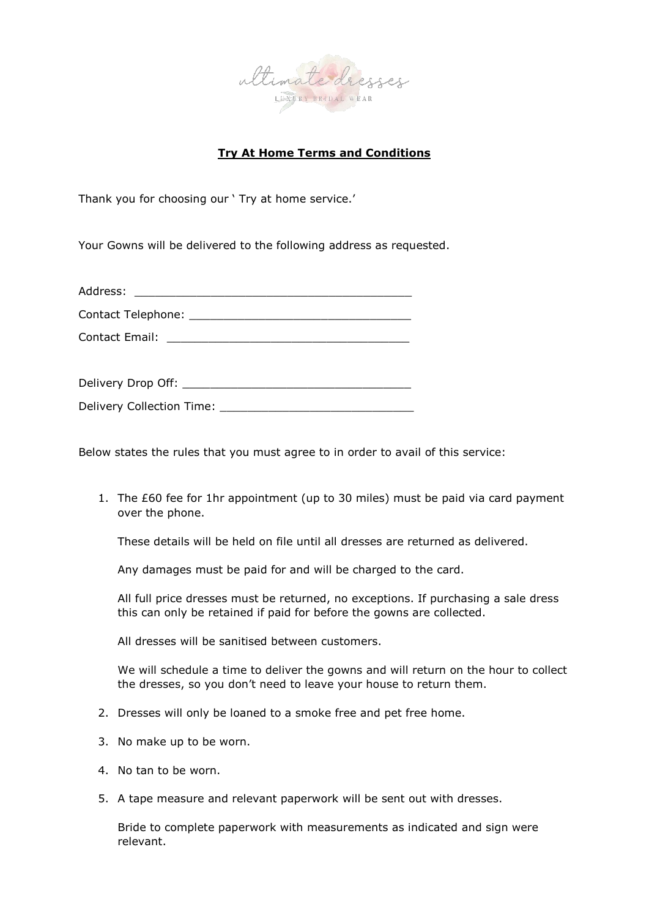ultimate dresses

LUXURY BRIDAL WEAR

## Try At Home Terms and Conditions

Thank you for choosing our ' Try at home service.'

Your Gowns will be delivered to the following address as requested.

Address: ________________________________________

Contact Telephone: ________________________________

Contact Email: ___________________________________

Delivery Drop Off: _________________________________

Delivery Collection Time: ___________________________

Below states the rules that you must agree to in order to avail of this service:

1. The £60 fee for 1hr appointment (up to 30 miles) must be paid via card payment over the phone.

   These details will be held on file until all dresses are returned as delivered.

   Any damages must be paid for and will be charged to the card.

   All full price dresses must be returned, no exceptions. If purchasing a sale dress this can only be retained if paid for before the gowns are collected.

   All dresses will be sanitised between customers.

   We will schedule a time to deliver the gowns and will return on the hour to collect the dresses, so you don't need to leave your house to return them.

2. Dresses will only be loaned to a smoke free and pet free home.

3. No make up to be worn.

4. No tan to be worn.

5. A tape measure and relevant paperwork will be sent out with dresses.

   Bride to complete paperwork with measurements as indicated and sign were relevant.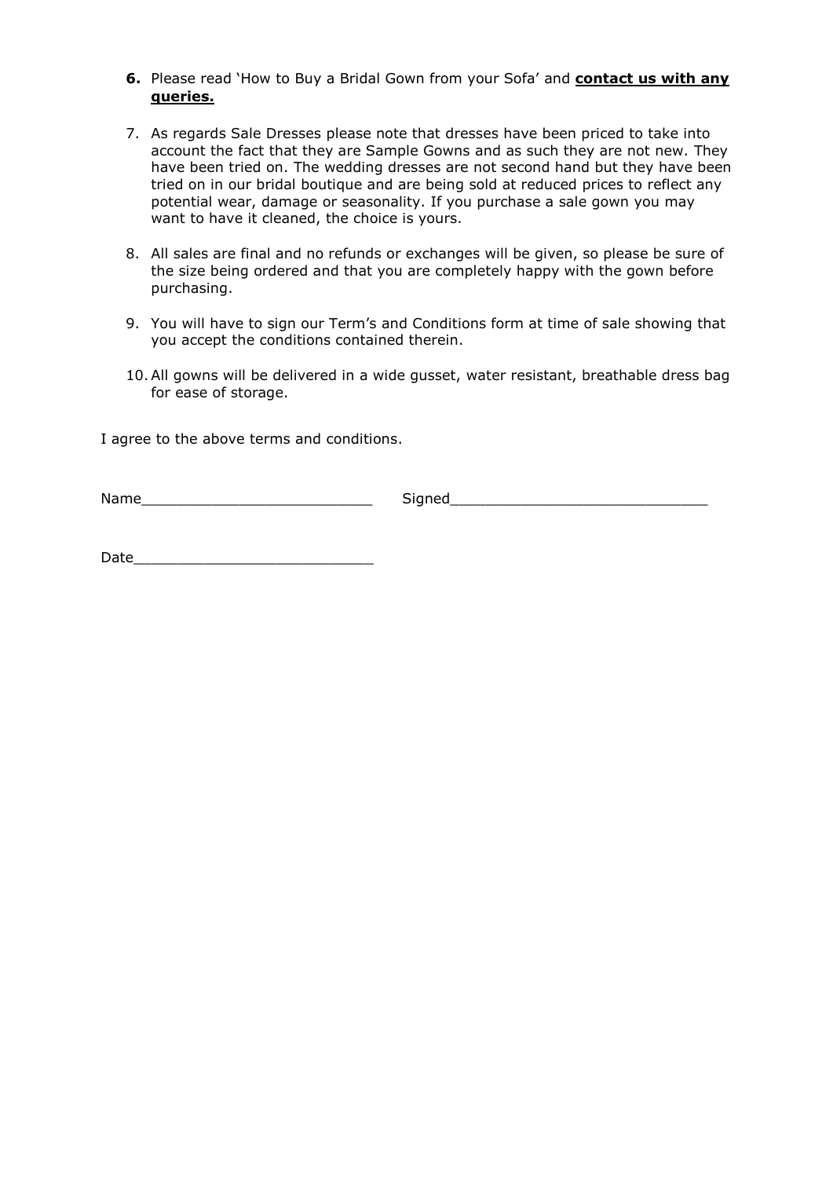6. Please read 'How to Buy a Bridal Gown from your Sofa' and **<u>contact us with any queries.</u>**

7. As regards Sale Dresses please note that dresses have been priced to take into account the fact that they are Sample Gowns and as such they are not new. They have been tried on. The wedding dresses are not second hand but they have been tried on in our bridal boutique and are being sold at reduced prices to reflect any potential wear, damage or seasonality. If you purchase a sale gown you may want to have it cleaned, the choice is yours.

8. All sales are final and no refunds or exchanges will be given, so please be sure of the size being ordered and that you are completely happy with the gown before purchasing.

9. You will have to sign our Term's and Conditions form at time of sale showing that you accept the conditions contained therein.

10. All gowns will be delivered in a wide gusset, water resistant, breathable dress bag for ease of storage.

I agree to the above terms and conditions.

Name__________________________ Signed_____________________________

Date___________________________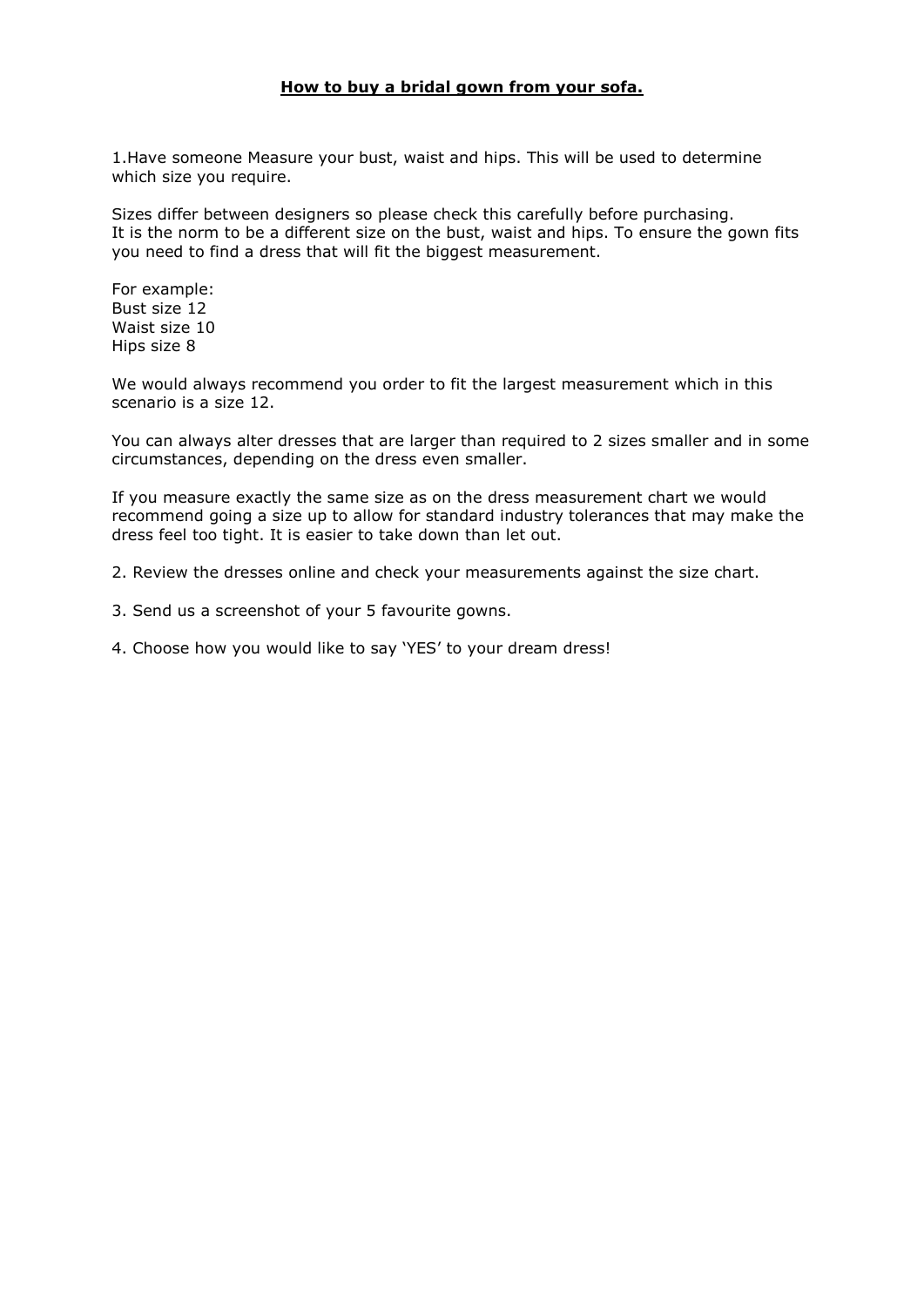# **How to buy a bridal gown from your sofa.**

1.Have someone Measure your bust, waist and hips. This will be used to determine which size you require.

Sizes differ between designers so please check this carefully before purchasing.
It is the norm to be a different size on the bust, waist and hips. To ensure the gown fits you need to find a dress that will fit the biggest measurement.

For example:
Bust size 12
Waist size 10
Hips size 8

We would always recommend you order to fit the largest measurement which in this scenario is a size 12.

You can always alter dresses that are larger than required to 2 sizes smaller and in some circumstances, depending on the dress even smaller.

If you measure exactly the same size as on the dress measurement chart we would recommend going a size up to allow for standard industry tolerances that may make the dress feel too tight. It is easier to take down than let out.

2. Review the dresses online and check your measurements against the size chart.

3. Send us a screenshot of your 5 favourite gowns.

4. Choose how you would like to say 'YES' to your dream dress!